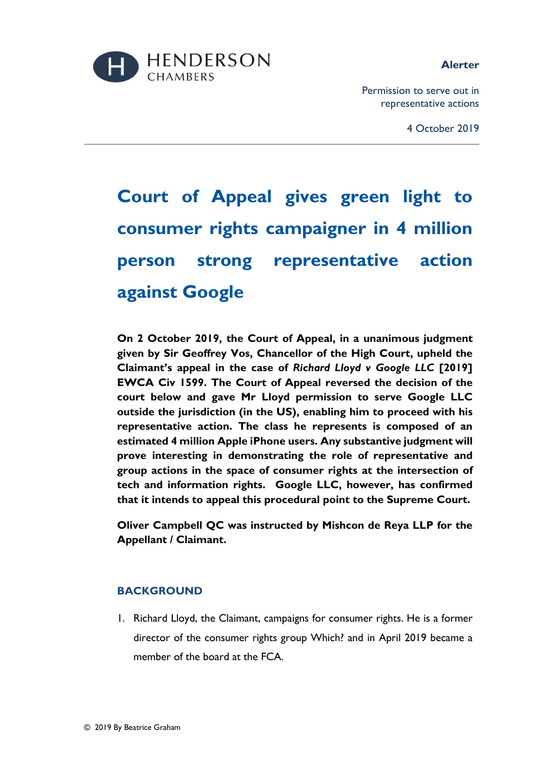HENDERSON CHAMBERS

**Alerter**

Permission to serve out in representative actions

4 October 2019

# Court of Appeal gives green light to consumer rights campaigner in 4 million person strong representative action against Google

**On 2 October 2019, the Court of Appeal, in a unanimous judgment given by Sir Geoffrey Vos, Chancellor of the High Court, upheld the Claimant's appeal in the case of *Richard Lloyd v Google LLC* [2019] EWCA Civ 1599. The Court of Appeal reversed the decision of the court below and gave Mr Lloyd permission to serve Google LLC outside the jurisdiction (in the US), enabling him to proceed with his representative action. The class he represents is composed of an estimated 4 million Apple iPhone users. Any substantive judgment will prove interesting in demonstrating the role of representative and group actions in the space of consumer rights at the intersection of tech and information rights. Google LLC, however, has confirmed that it intends to appeal this procedural point to the Supreme Court.**

**Oliver Campbell QC was instructed by Mishcon de Reya LLP for the Appellant / Claimant.**

## BACKGROUND

1. Richard Lloyd, the Claimant, campaigns for consumer rights. He is a former director of the consumer rights group Which? and in April 2019 became a member of the board at the FCA.

© 2019 By Beatrice Graham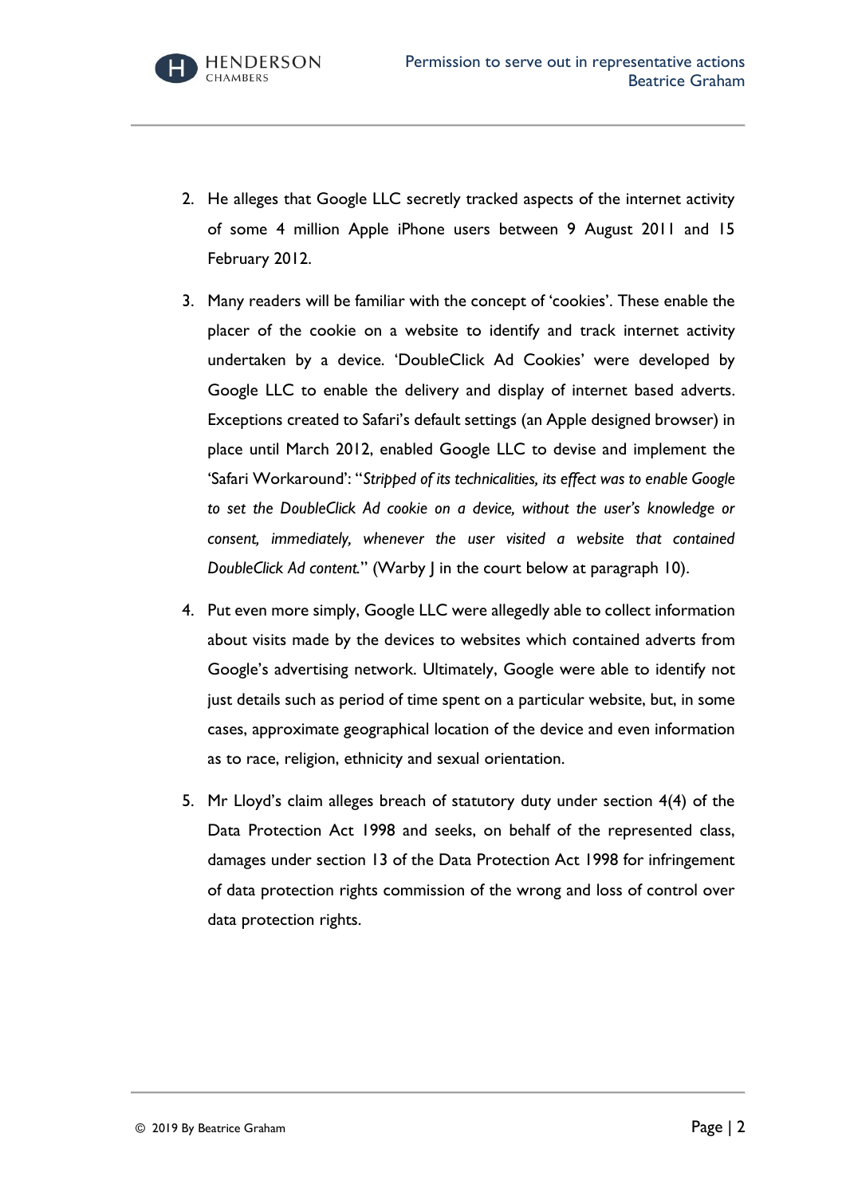2. He alleges that Google LLC secretly tracked aspects of the internet activity of some 4 million Apple iPhone users between 9 August 2011 and 15 February 2012.

3. Many readers will be familiar with the concept of 'cookies'. These enable the placer of the cookie on a website to identify and track internet activity undertaken by a device. 'DoubleClick Ad Cookies' were developed by Google LLC to enable the delivery and display of internet based adverts. Exceptions created to Safari's default settings (an Apple designed browser) in place until March 2012, enabled Google LLC to devise and implement the 'Safari Workaround': "*Stripped of its technicalities, its effect was to enable Google to set the DoubleClick Ad cookie on a device, without the user's knowledge or consent, immediately, whenever the user visited a website that contained DoubleClick Ad content.*" (Warby J in the court below at paragraph 10).

4. Put even more simply, Google LLC were allegedly able to collect information about visits made by the devices to websites which contained adverts from Google's advertising network. Ultimately, Google were able to identify not just details such as period of time spent on a particular website, but, in some cases, approximate geographical location of the device and even information as to race, religion, ethnicity and sexual orientation.

5. Mr Lloyd's claim alleges breach of statutory duty under section 4(4) of the Data Protection Act 1998 and seeks, on behalf of the represented class, damages under section 13 of the Data Protection Act 1998 for infringement of data protection rights commission of the wrong and loss of control over data protection rights.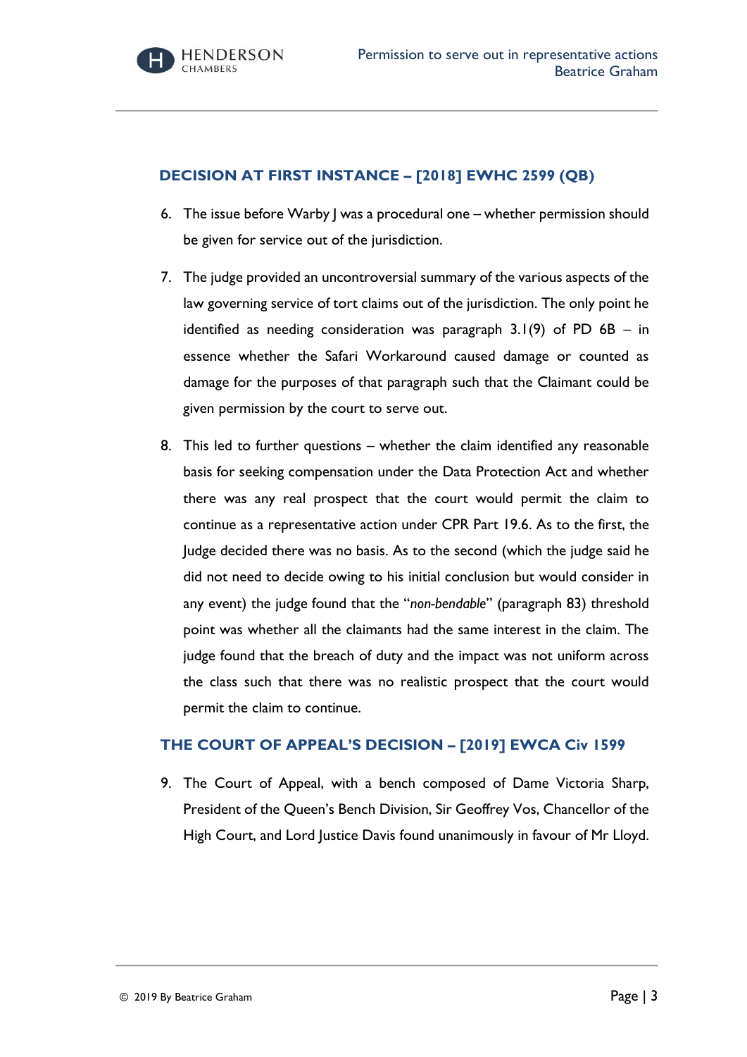## DECISION AT FIRST INSTANCE – [2018] EWHC 2599 (QB)

6. The issue before Warby J was a procedural one – whether permission should be given for service out of the jurisdiction.

7. The judge provided an uncontroversial summary of the various aspects of the law governing service of tort claims out of the jurisdiction. The only point he identified as needing consideration was paragraph 3.1(9) of PD 6B – in essence whether the Safari Workaround caused damage or counted as damage for the purposes of that paragraph such that the Claimant could be given permission by the court to serve out.

8. This led to further questions – whether the claim identified any reasonable basis for seeking compensation under the Data Protection Act and whether there was any real prospect that the court would permit the claim to continue as a representative action under CPR Part 19.6. As to the first, the Judge decided there was no basis. As to the second (which the judge said he did not need to decide owing to his initial conclusion but would consider in any event) the judge found that the "*non-bendable*" (paragraph 83) threshold point was whether all the claimants had the same interest in the claim. The judge found that the breach of duty and the impact was not uniform across the class such that there was no realistic prospect that the court would permit the claim to continue.

## THE COURT OF APPEAL'S DECISION – [2019] EWCA Civ 1599

9. The Court of Appeal, with a bench composed of Dame Victoria Sharp, President of the Queen's Bench Division, Sir Geoffrey Vos, Chancellor of the High Court, and Lord Justice Davis found unanimously in favour of Mr Lloyd.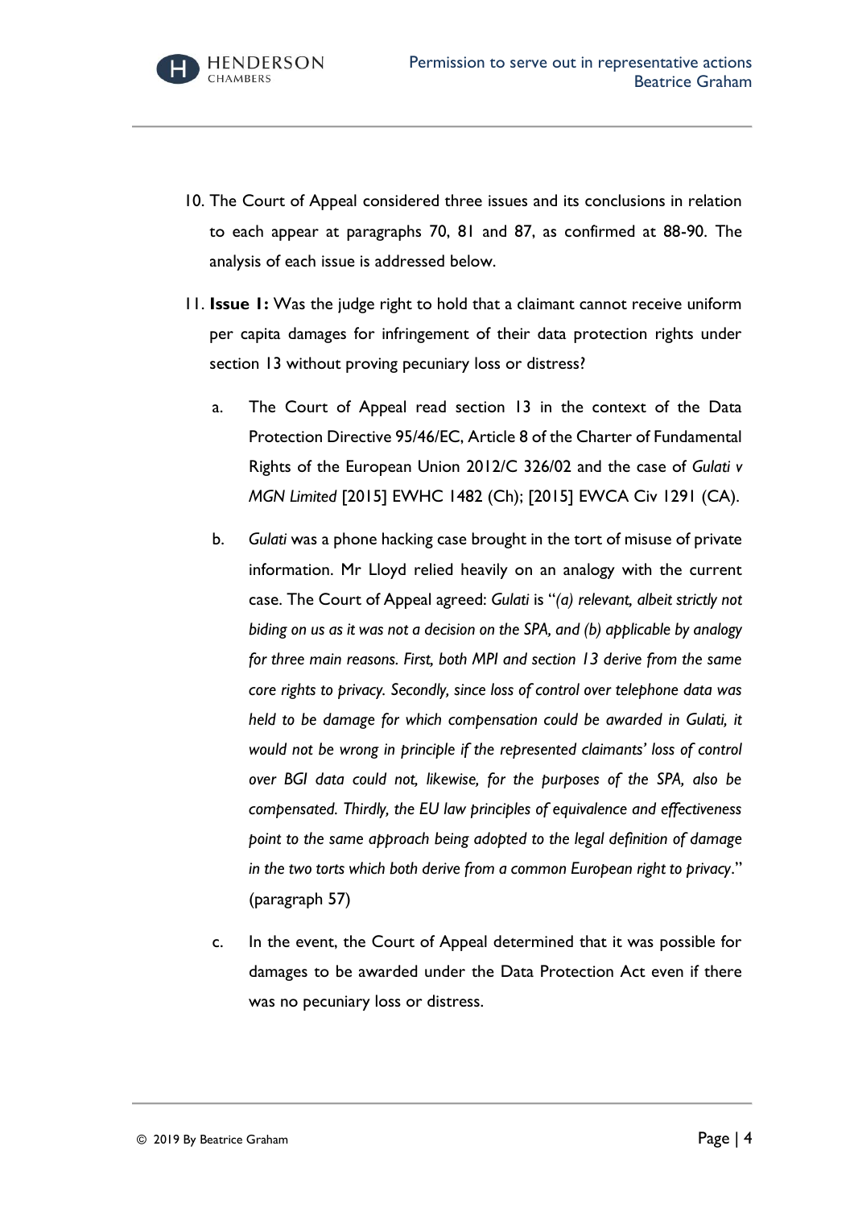10. The Court of Appeal considered three issues and its conclusions in relation to each appear at paragraphs 70, 81 and 87, as confirmed at 88-90. The analysis of each issue is addressed below.

11. **Issue 1:** Was the judge right to hold that a claimant cannot receive uniform per capita damages for infringement of their data protection rights under section 13 without proving pecuniary loss or distress?

    a. The Court of Appeal read section 13 in the context of the Data Protection Directive 95/46/EC, Article 8 of the Charter of Fundamental Rights of the European Union 2012/C 326/02 and the case of *Gulati v MGN Limited* [2015] EWHC 1482 (Ch); [2015] EWCA Civ 1291 (CA).

    b. *Gulati* was a phone hacking case brought in the tort of misuse of private information. Mr Lloyd relied heavily on an analogy with the current case. The Court of Appeal agreed: *Gulati* is "*(a) relevant, albeit strictly not biding on us as it was not a decision on the SPA, and (b) applicable by analogy for three main reasons. First, both MPI and section 13 derive from the same core rights to privacy. Secondly, since loss of control over telephone data was held to be damage for which compensation could be awarded in Gulati, it would not be wrong in principle if the represented claimants' loss of control over BGI data could not, likewise, for the purposes of the SPA, also be compensated. Thirdly, the EU law principles of equivalence and effectiveness point to the same approach being adopted to the legal definition of damage in the two torts which both derive from a common European right to privacy*." (paragraph 57)

    c. In the event, the Court of Appeal determined that it was possible for damages to be awarded under the Data Protection Act even if there was no pecuniary loss or distress.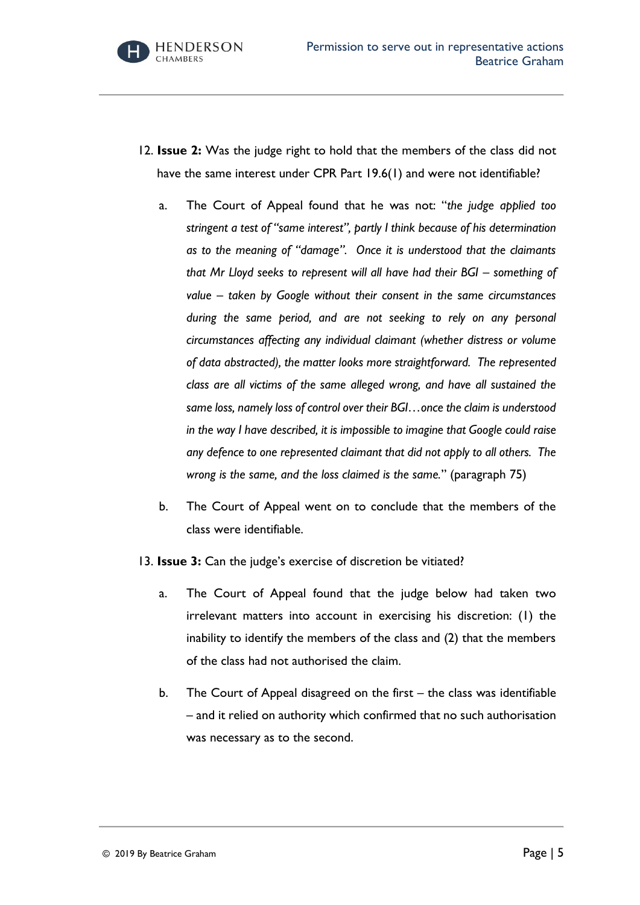12. **Issue 2:** Was the judge right to hold that the members of the class did not have the same interest under CPR Part 19.6(1) and were not identifiable?

    a. The Court of Appeal found that he was not: "*the judge applied too stringent a test of "same interest", partly I think because of his determination as to the meaning of "damage". Once it is understood that the claimants that Mr Lloyd seeks to represent will all have had their BGI – something of value – taken by Google without their consent in the same circumstances during the same period, and are not seeking to rely on any personal circumstances affecting any individual claimant (whether distress or volume of data abstracted), the matter looks more straightforward. The represented class are all victims of the same alleged wrong, and have all sustained the same loss, namely loss of control over their BGI…once the claim is understood in the way I have described, it is impossible to imagine that Google could raise any defence to one represented claimant that did not apply to all others. The wrong is the same, and the loss claimed is the same.*" (paragraph 75)

    b. The Court of Appeal went on to conclude that the members of the class were identifiable.

13. **Issue 3:** Can the judge's exercise of discretion be vitiated?

    a. The Court of Appeal found that the judge below had taken two irrelevant matters into account in exercising his discretion: (1) the inability to identify the members of the class and (2) that the members of the class had not authorised the claim.

    b. The Court of Appeal disagreed on the first – the class was identifiable – and it relied on authority which confirmed that no such authorisation was necessary as to the second.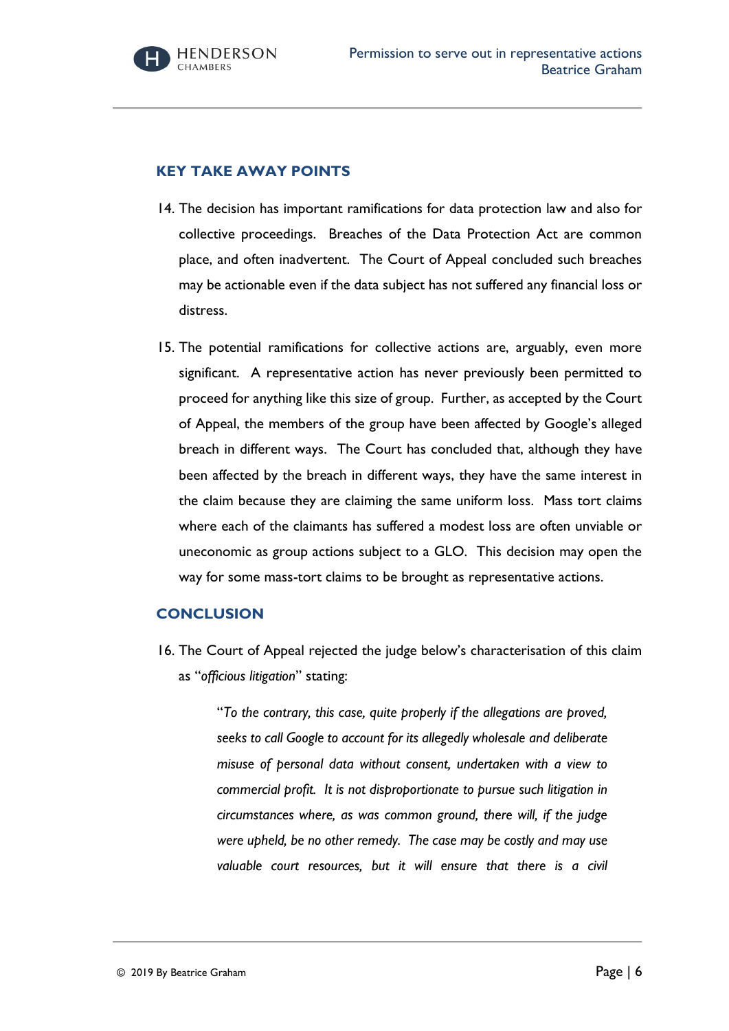## KEY TAKE AWAY POINTS

14. The decision has important ramifications for data protection law and also for collective proceedings. Breaches of the Data Protection Act are common place, and often inadvertent. The Court of Appeal concluded such breaches may be actionable even if the data subject has not suffered any financial loss or distress.

15. The potential ramifications for collective actions are, arguably, even more significant. A representative action has never previously been permitted to proceed for anything like this size of group. Further, as accepted by the Court of Appeal, the members of the group have been affected by Google's alleged breach in different ways. The Court has concluded that, although they have been affected by the breach in different ways, they have the same interest in the claim because they are claiming the same uniform loss. Mass tort claims where each of the claimants has suffered a modest loss are often unviable or uneconomic as group actions subject to a GLO. This decision may open the way for some mass-tort claims to be brought as representative actions.

## CONCLUSION

16. The Court of Appeal rejected the judge below's characterisation of this claim as "*officious litigation*" stating:

> "*To the contrary, this case, quite properly if the allegations are proved, seeks to call Google to account for its allegedly wholesale and deliberate misuse of personal data without consent, undertaken with a view to commercial profit. It is not disproportionate to pursue such litigation in circumstances where, as was common ground, there will, if the judge were upheld, be no other remedy. The case may be costly and may use valuable court resources, but it will ensure that there is a civil*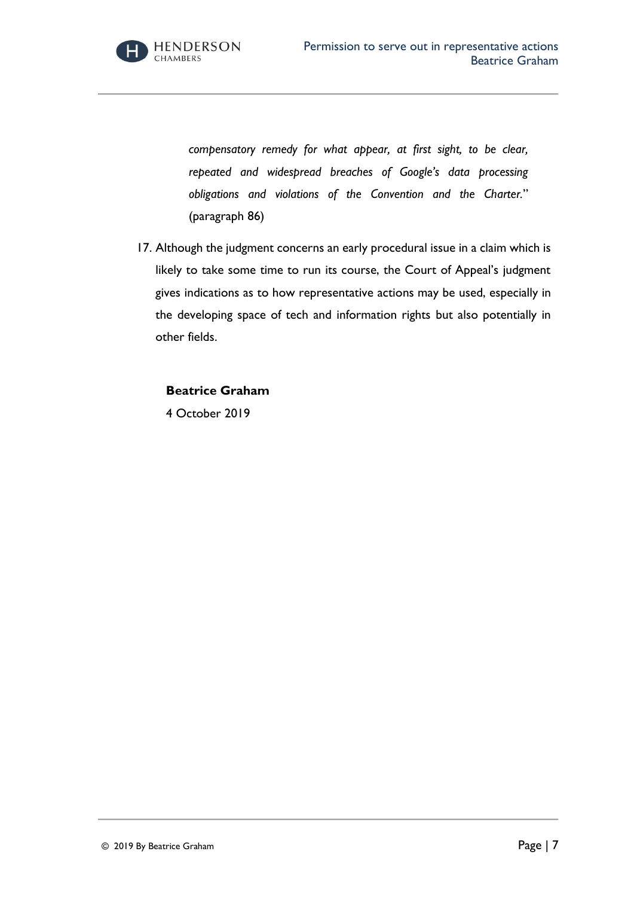*compensatory remedy for what appear, at first sight, to be clear, repeated and widespread breaches of Google's data processing obligations and violations of the Convention and the Charter.*" (paragraph 86)

17. Although the judgment concerns an early procedural issue in a claim which is likely to take some time to run its course, the Court of Appeal's judgment gives indications as to how representative actions may be used, especially in the developing space of tech and information rights but also potentially in other fields.

**Beatrice Graham**

4 October 2019